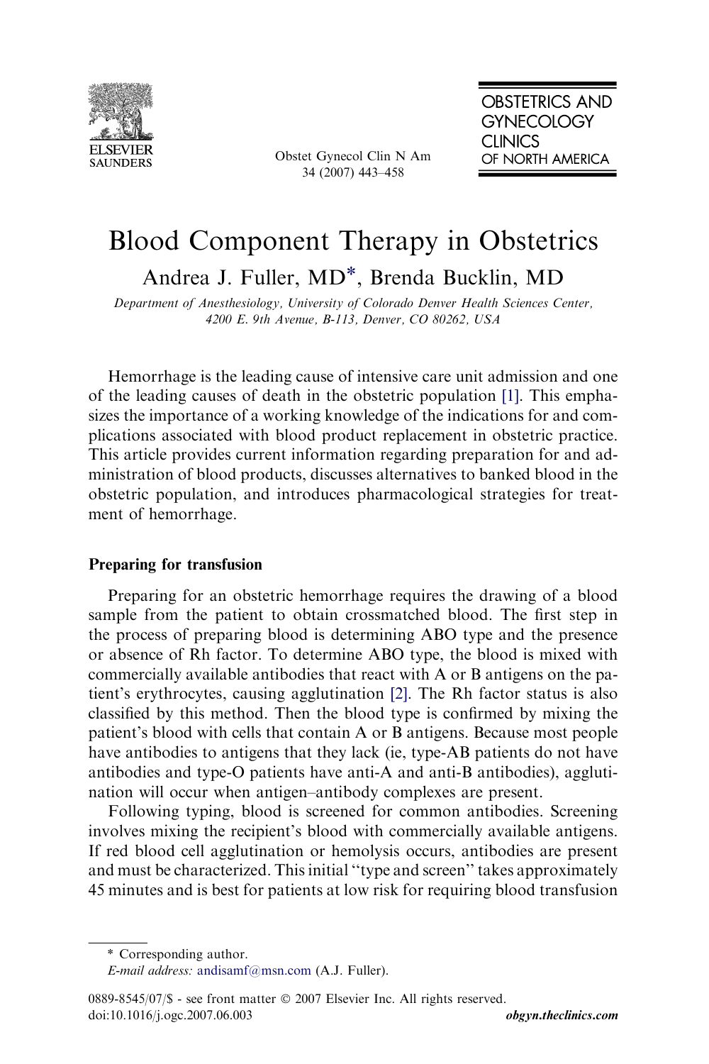# Blood Component Therapy in Obstetrics

Andrea J. Fuller, MD*, Brenda Bucklin, MD

*Department of Anesthesiology, University of Colorado Denver Health Sciences Center, 4200 E. 9th Avenue, B-113, Denver, CO 80262, USA*

Hemorrhage is the leading cause of intensive care unit admission and one of the leading causes of death in the obstetric population [1]. This emphasizes the importance of a working knowledge of the indications for and complications associated with blood product replacement in obstetric practice. This article provides current information regarding preparation for and administration of blood products, discusses alternatives to banked blood in the obstetric population, and introduces pharmacological strategies for treatment of hemorrhage.

## Preparing for transfusion

Preparing for an obstetric hemorrhage requires the drawing of a blood sample from the patient to obtain crossmatched blood. The first step in the process of preparing blood is determining ABO type and the presence or absence of Rh factor. To determine ABO type, the blood is mixed with commercially available antibodies that react with A or B antigens on the patient's erythrocytes, causing agglutination [2]. The Rh factor status is also classified by this method. Then the blood type is confirmed by mixing the patient's blood with cells that contain A or B antigens. Because most people have antibodies to antigens that they lack (ie, type-AB patients do not have antibodies and type-O patients have anti-A and anti-B antibodies), agglutination will occur when antigen–antibody complexes are present.

Following typing, blood is screened for common antibodies. Screening involves mixing the recipient's blood with commercially available antigens. If red blood cell agglutination or hemolysis occurs, antibodies are present and must be characterized. This initial "type and screen" takes approximately 45 minutes and is best for patients at low risk for requiring blood transfusion

\* Corresponding author.
*E-mail address:* andisamf@msn.com (A.J. Fuller).

0889-8545/07/$ - see front matter © 2007 Elsevier Inc. All rights reserved.
doi:10.1016/j.ogc.2007.06.003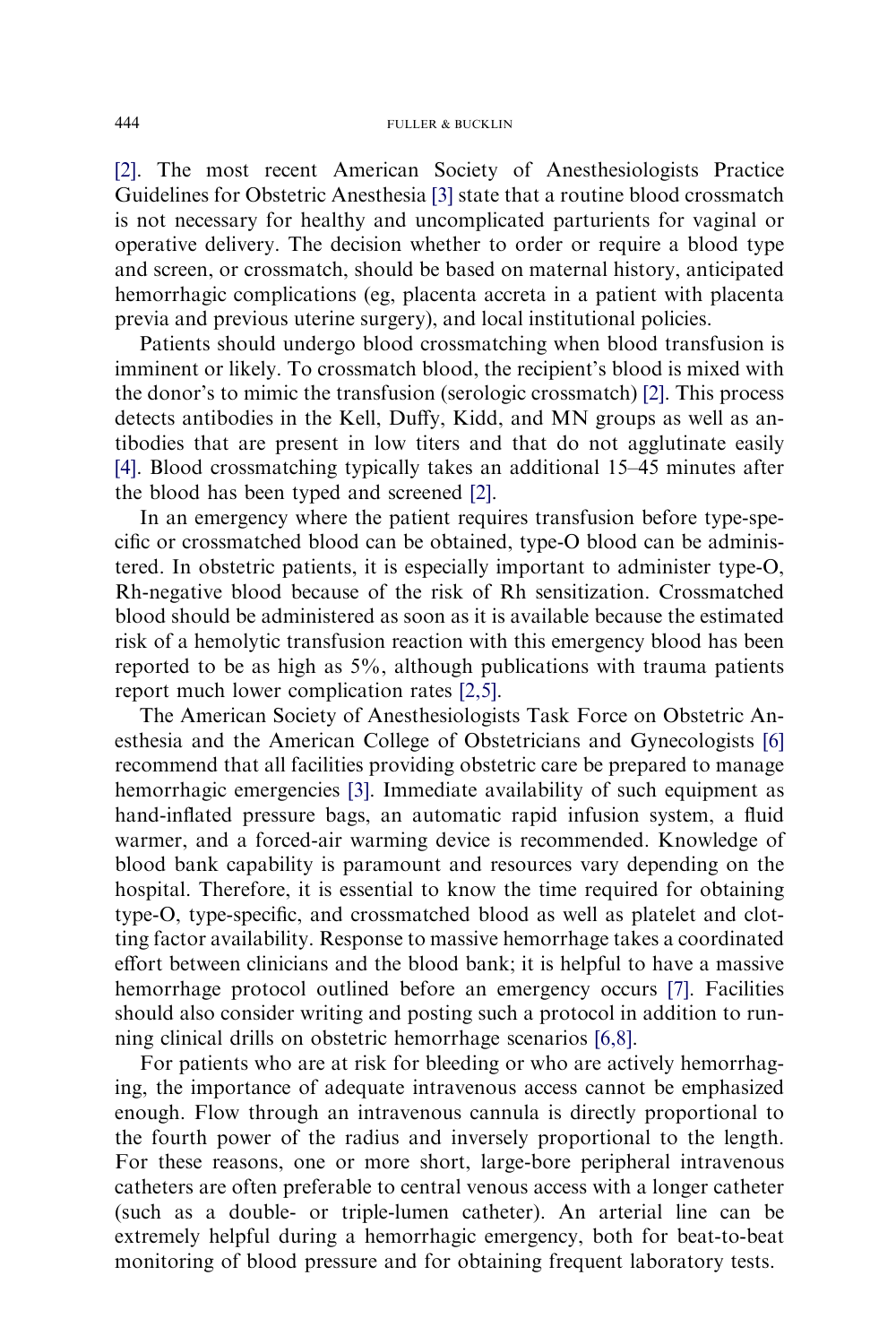[2]. The most recent American Society of Anesthesiologists Practice Guidelines for Obstetric Anesthesia [3] state that a routine blood crossmatch is not necessary for healthy and uncomplicated parturients for vaginal or operative delivery. The decision whether to order or require a blood type and screen, or crossmatch, should be based on maternal history, anticipated hemorrhagic complications (eg, placenta accreta in a patient with placenta previa and previous uterine surgery), and local institutional policies.

Patients should undergo blood crossmatching when blood transfusion is imminent or likely. To crossmatch blood, the recipient's blood is mixed with the donor's to mimic the transfusion (serologic crossmatch) [2]. This process detects antibodies in the Kell, Duffy, Kidd, and MN groups as well as antibodies that are present in low titers and that do not agglutinate easily [4]. Blood crossmatching typically takes an additional 15–45 minutes after the blood has been typed and screened [2].

In an emergency where the patient requires transfusion before type-specific or crossmatched blood can be obtained, type-O blood can be administered. In obstetric patients, it is especially important to administer type-O, Rh-negative blood because of the risk of Rh sensitization. Crossmatched blood should be administered as soon as it is available because the estimated risk of a hemolytic transfusion reaction with this emergency blood has been reported to be as high as 5%, although publications with trauma patients report much lower complication rates [2,5].

The American Society of Anesthesiologists Task Force on Obstetric Anesthesia and the American College of Obstetricians and Gynecologists [6] recommend that all facilities providing obstetric care be prepared to manage hemorrhagic emergencies [3]. Immediate availability of such equipment as hand-inflated pressure bags, an automatic rapid infusion system, a fluid warmer, and a forced-air warming device is recommended. Knowledge of blood bank capability is paramount and resources vary depending on the hospital. Therefore, it is essential to know the time required for obtaining type-O, type-specific, and crossmatched blood as well as platelet and clotting factor availability. Response to massive hemorrhage takes a coordinated effort between clinicians and the blood bank; it is helpful to have a massive hemorrhage protocol outlined before an emergency occurs [7]. Facilities should also consider writing and posting such a protocol in addition to running clinical drills on obstetric hemorrhage scenarios [6,8].

For patients who are at risk for bleeding or who are actively hemorrhaging, the importance of adequate intravenous access cannot be emphasized enough. Flow through an intravenous cannula is directly proportional to the fourth power of the radius and inversely proportional to the length. For these reasons, one or more short, large-bore peripheral intravenous catheters are often preferable to central venous access with a longer catheter (such as a double- or triple-lumen catheter). An arterial line can be extremely helpful during a hemorrhagic emergency, both for beat-to-beat monitoring of blood pressure and for obtaining frequent laboratory tests.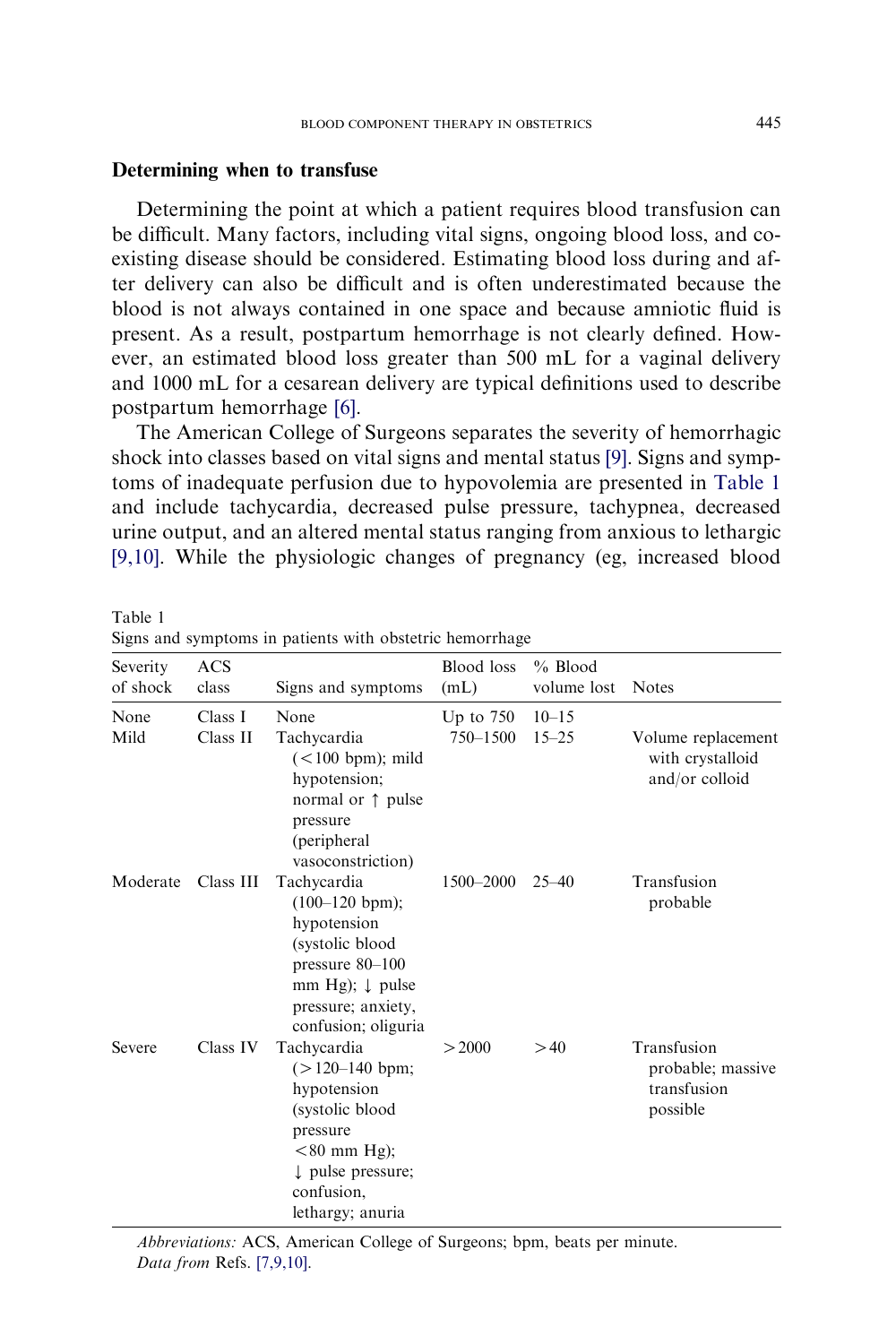## Determining when to transfuse

Determining the point at which a patient requires blood transfusion can be difficult. Many factors, including vital signs, ongoing blood loss, and coexisting disease should be considered. Estimating blood loss during and after delivery can also be difficult and is often underestimated because the blood is not always contained in one space and because amniotic fluid is present. As a result, postpartum hemorrhage is not clearly defined. However, an estimated blood loss greater than 500 mL for a vaginal delivery and 1000 mL for a cesarean delivery are typical definitions used to describe postpartum hemorrhage [6].

The American College of Surgeons separates the severity of hemorrhagic shock into classes based on vital signs and mental status [9]. Signs and symptoms of inadequate perfusion due to hypovolemia are presented in Table 1 and include tachycardia, decreased pulse pressure, tachypnea, decreased urine output, and an altered mental status ranging from anxious to lethargic [9,10]. While the physiologic changes of pregnancy (eg, increased blood

Table 1
Signs and symptoms in patients with obstetric hemorrhage

| Severity of shock | ACS class | Signs and symptoms | Blood loss (mL) | % Blood volume lost | Notes |
|---|---|---|---|---|---|
| None | Class I | None | Up to 750 | 10–15 | |
| Mild | Class II | Tachycardia (<100 bpm); mild hypotension; normal or ↑ pulse pressure (peripheral vasoconstriction) | 750–1500 | 15–25 | Volume replacement with crystalloid and/or colloid |
| Moderate | Class III | Tachycardia (100–120 bpm); hypotension (systolic blood pressure 80–100 mm Hg); ↓ pulse pressure; anxiety, confusion; oliguria | 1500–2000 | 25–40 | Transfusion probable |
| Severe | Class IV | Tachycardia (>120–140 bpm; hypotension (systolic blood pressure <80 mm Hg); ↓ pulse pressure; confusion, lethargy; anuria | >2000 | >40 | Transfusion probable; massive transfusion possible |

*Abbreviations:* ACS, American College of Surgeons; bpm, beats per minute.
*Data from* Refs. [7,9,10].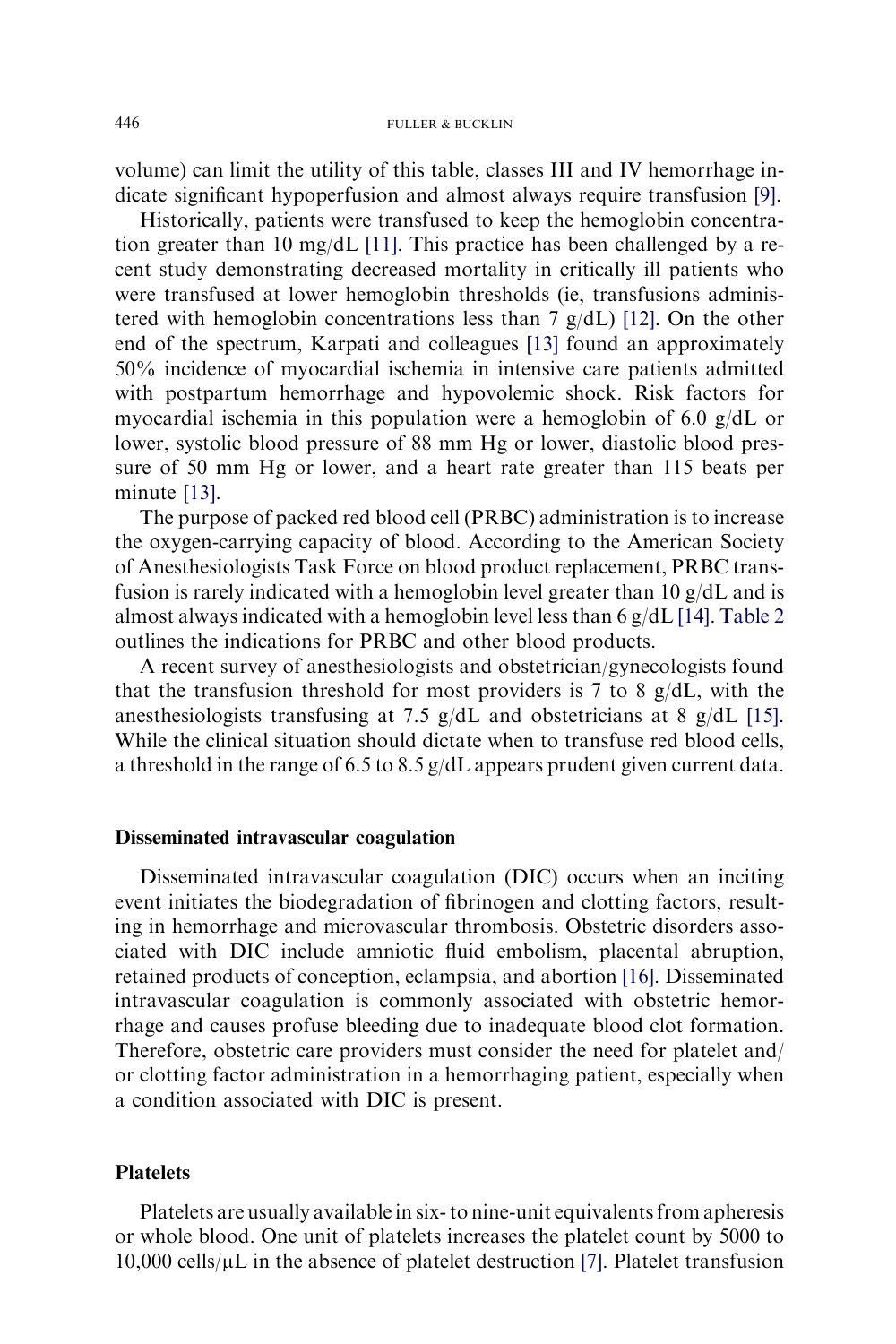volume) can limit the utility of this table, classes III and IV hemorrhage indicate significant hypoperfusion and almost always require transfusion [9].

Historically, patients were transfused to keep the hemoglobin concentration greater than 10 mg/dL [11]. This practice has been challenged by a recent study demonstrating decreased mortality in critically ill patients who were transfused at lower hemoglobin thresholds (ie, transfusions administered with hemoglobin concentrations less than 7 g/dL) [12]. On the other end of the spectrum, Karpati and colleagues [13] found an approximately 50% incidence of myocardial ischemia in intensive care patients admitted with postpartum hemorrhage and hypovolemic shock. Risk factors for myocardial ischemia in this population were a hemoglobin of 6.0 g/dL or lower, systolic blood pressure of 88 mm Hg or lower, diastolic blood pressure of 50 mm Hg or lower, and a heart rate greater than 115 beats per minute [13].

The purpose of packed red blood cell (PRBC) administration is to increase the oxygen-carrying capacity of blood. According to the American Society of Anesthesiologists Task Force on blood product replacement, PRBC transfusion is rarely indicated with a hemoglobin level greater than 10 g/dL and is almost always indicated with a hemoglobin level less than 6 g/dL [14]. Table 2 outlines the indications for PRBC and other blood products.

A recent survey of anesthesiologists and obstetrician/gynecologists found that the transfusion threshold for most providers is 7 to 8 g/dL, with the anesthesiologists transfusing at 7.5 g/dL and obstetricians at 8 g/dL [15]. While the clinical situation should dictate when to transfuse red blood cells, a threshold in the range of 6.5 to 8.5 g/dL appears prudent given current data.

### Disseminated intravascular coagulation

Disseminated intravascular coagulation (DIC) occurs when an inciting event initiates the biodegradation of fibrinogen and clotting factors, resulting in hemorrhage and microvascular thrombosis. Obstetric disorders associated with DIC include amniotic fluid embolism, placental abruption, retained products of conception, eclampsia, and abortion [16]. Disseminated intravascular coagulation is commonly associated with obstetric hemorrhage and causes profuse bleeding due to inadequate blood clot formation. Therefore, obstetric care providers must consider the need for platelet and/or clotting factor administration in a hemorrhaging patient, especially when a condition associated with DIC is present.

### Platelets

Platelets are usually available in six- to nine-unit equivalents from apheresis or whole blood. One unit of platelets increases the platelet count by 5000 to 10,000 cells/μL in the absence of platelet destruction [7]. Platelet transfusion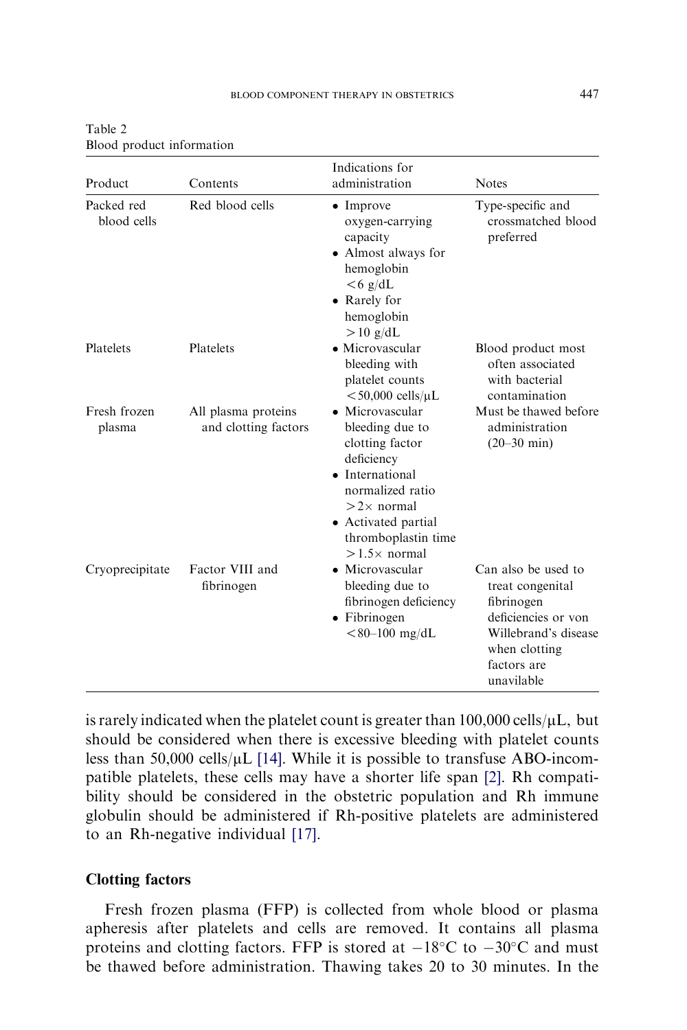Table 2
Blood product information

| Product | Contents | Indications for administration | Notes |
|---|---|---|---|
| Packed red blood cells | Red blood cells | • Improve oxygen-carrying capacity<br>• Almost always for hemoglobin <6 g/dL<br>• Rarely for hemoglobin >10 g/dL | Type-specific and crossmatched blood preferred |
| Platelets | Platelets | • Microvascular bleeding with platelet counts <50,000 cells/μL | Blood product most often associated with bacterial contamination |
| Fresh frozen plasma | All plasma proteins and clotting factors | • Microvascular bleeding due to clotting factor deficiency<br>• International normalized ratio >2× normal<br>• Activated partial thromboplastin time >1.5× normal | Must be thawed before administration (20–30 min) |
| Cryoprecipitate | Factor VIII and fibrinogen | • Microvascular bleeding due to fibrinogen deficiency<br>• Fibrinogen <80–100 mg/dL | Can also be used to treat congenital fibrinogen deficiencies or von Willebrand's disease when clotting factors are unavilable |

is rarely indicated when the platelet count is greater than 100,000 cells/μL, but should be considered when there is excessive bleeding with platelet counts less than 50,000 cells/μL [14]. While it is possible to transfuse ABO-incompatible platelets, these cells may have a shorter life span [2]. Rh compatibility should be considered in the obstetric population and Rh immune globulin should be administered if Rh-positive platelets are administered to an Rh-negative individual [17].

## Clotting factors

Fresh frozen plasma (FFP) is collected from whole blood or plasma apheresis after platelets and cells are removed. It contains all plasma proteins and clotting factors. FFP is stored at −18°C to −30°C and must be thawed before administration. Thawing takes 20 to 30 minutes. In the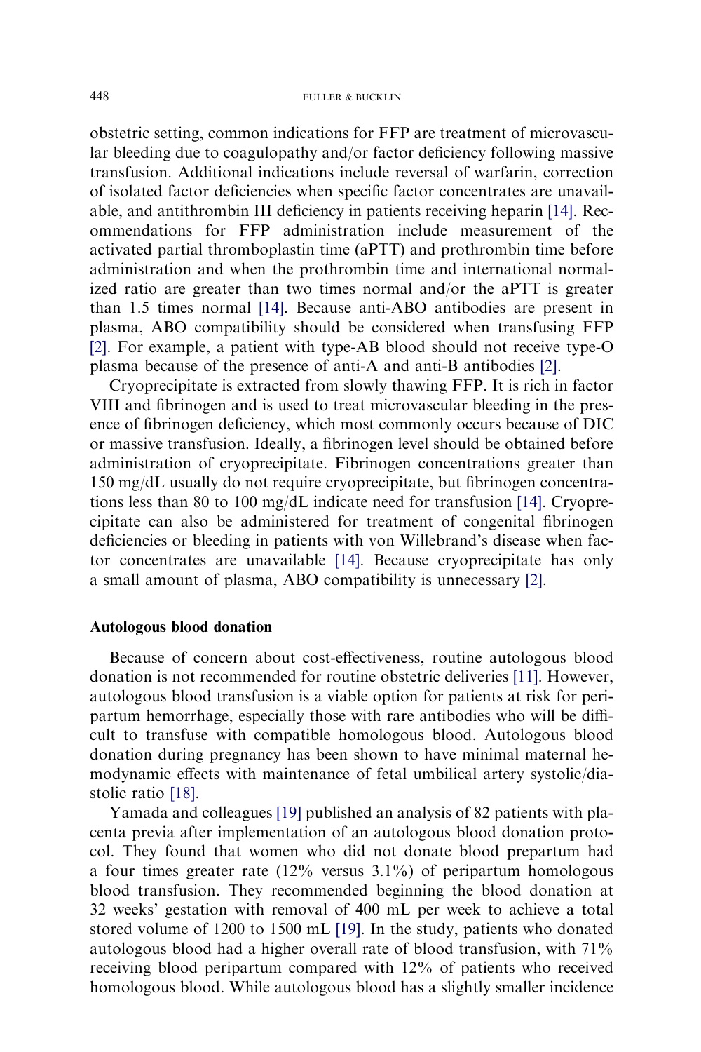obstetric setting, common indications for FFP are treatment of microvascular bleeding due to coagulopathy and/or factor deficiency following massive transfusion. Additional indications include reversal of warfarin, correction of isolated factor deficiencies when specific factor concentrates are unavailable, and antithrombin III deficiency in patients receiving heparin [14]. Recommendations for FFP administration include measurement of the activated partial thromboplastin time (aPTT) and prothrombin time before administration and when the prothrombin time and international normalized ratio are greater than two times normal and/or the aPTT is greater than 1.5 times normal [14]. Because anti-ABO antibodies are present in plasma, ABO compatibility should be considered when transfusing FFP [2]. For example, a patient with type-AB blood should not receive type-O plasma because of the presence of anti-A and anti-B antibodies [2].

Cryoprecipitate is extracted from slowly thawing FFP. It is rich in factor VIII and fibrinogen and is used to treat microvascular bleeding in the presence of fibrinogen deficiency, which most commonly occurs because of DIC or massive transfusion. Ideally, a fibrinogen level should be obtained before administration of cryoprecipitate. Fibrinogen concentrations greater than 150 mg/dL usually do not require cryoprecipitate, but fibrinogen concentrations less than 80 to 100 mg/dL indicate need for transfusion [14]. Cryoprecipitate can also be administered for treatment of congenital fibrinogen deficiencies or bleeding in patients with von Willebrand's disease when factor concentrates are unavailable [14]. Because cryoprecipitate has only a small amount of plasma, ABO compatibility is unnecessary [2].

## Autologous blood donation

Because of concern about cost-effectiveness, routine autologous blood donation is not recommended for routine obstetric deliveries [11]. However, autologous blood transfusion is a viable option for patients at risk for peripartum hemorrhage, especially those with rare antibodies who will be difficult to transfuse with compatible homologous blood. Autologous blood donation during pregnancy has been shown to have minimal maternal hemodynamic effects with maintenance of fetal umbilical artery systolic/diastolic ratio [18].

Yamada and colleagues [19] published an analysis of 82 patients with placenta previa after implementation of an autologous blood donation protocol. They found that women who did not donate blood prepartum had a four times greater rate (12% versus 3.1%) of peripartum homologous blood transfusion. They recommended beginning the blood donation at 32 weeks' gestation with removal of 400 mL per week to achieve a total stored volume of 1200 to 1500 mL [19]. In the study, patients who donated autologous blood had a higher overall rate of blood transfusion, with 71% receiving blood peripartum compared with 12% of patients who received homologous blood. While autologous blood has a slightly smaller incidence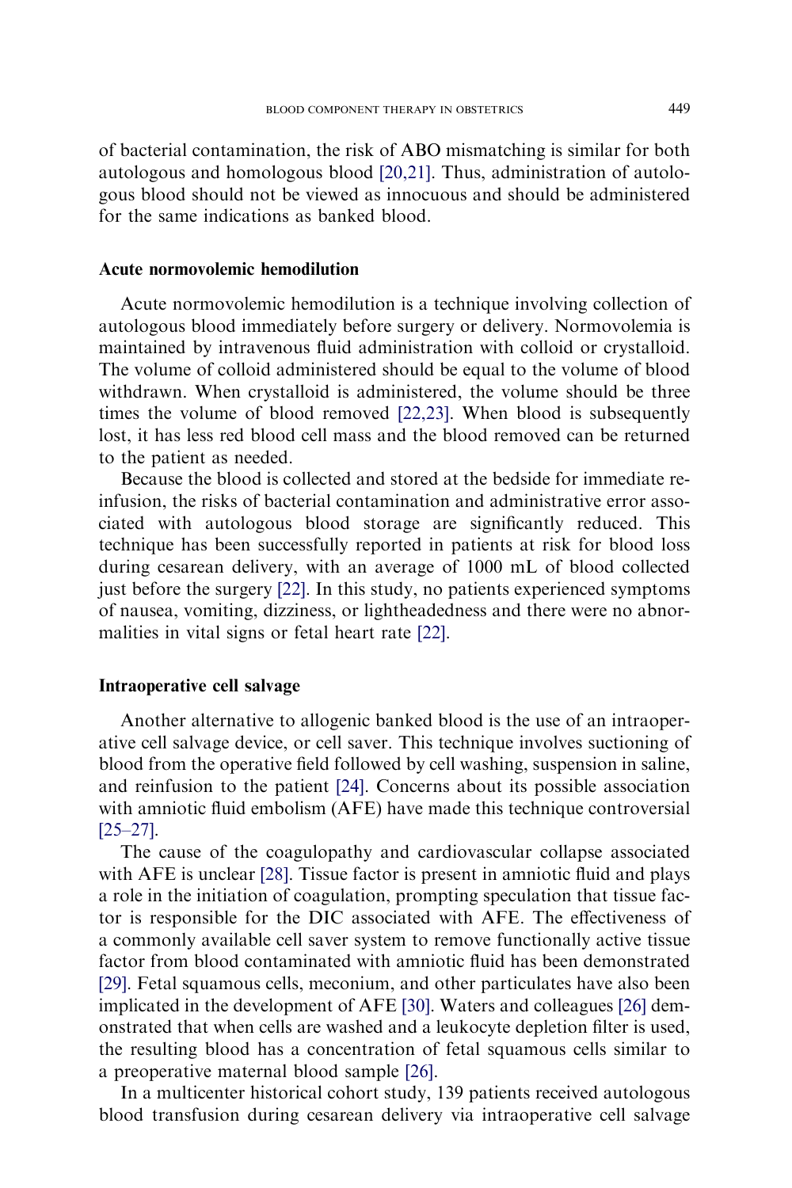of bacterial contamination, the risk of ABO mismatching is similar for both autologous and homologous blood [20,21]. Thus, administration of autologous blood should not be viewed as innocuous and should be administered for the same indications as banked blood.

## Acute normovolemic hemodilution

Acute normovolemic hemodilution is a technique involving collection of autologous blood immediately before surgery or delivery. Normovolemia is maintained by intravenous fluid administration with colloid or crystalloid. The volume of colloid administered should be equal to the volume of blood withdrawn. When crystalloid is administered, the volume should be three times the volume of blood removed [22,23]. When blood is subsequently lost, it has less red blood cell mass and the blood removed can be returned to the patient as needed.

Because the blood is collected and stored at the bedside for immediate reinfusion, the risks of bacterial contamination and administrative error associated with autologous blood storage are significantly reduced. This technique has been successfully reported in patients at risk for blood loss during cesarean delivery, with an average of 1000 mL of blood collected just before the surgery [22]. In this study, no patients experienced symptoms of nausea, vomiting, dizziness, or lightheadedness and there were no abnormalities in vital signs or fetal heart rate [22].

## Intraoperative cell salvage

Another alternative to allogenic banked blood is the use of an intraoperative cell salvage device, or cell saver. This technique involves suctioning of blood from the operative field followed by cell washing, suspension in saline, and reinfusion to the patient [24]. Concerns about its possible association with amniotic fluid embolism (AFE) have made this technique controversial [25–27].

The cause of the coagulopathy and cardiovascular collapse associated with AFE is unclear [28]. Tissue factor is present in amniotic fluid and plays a role in the initiation of coagulation, prompting speculation that tissue factor is responsible for the DIC associated with AFE. The effectiveness of a commonly available cell saver system to remove functionally active tissue factor from blood contaminated with amniotic fluid has been demonstrated [29]. Fetal squamous cells, meconium, and other particulates have also been implicated in the development of AFE [30]. Waters and colleagues [26] demonstrated that when cells are washed and a leukocyte depletion filter is used, the resulting blood has a concentration of fetal squamous cells similar to a preoperative maternal blood sample [26].

In a multicenter historical cohort study, 139 patients received autologous blood transfusion during cesarean delivery via intraoperative cell salvage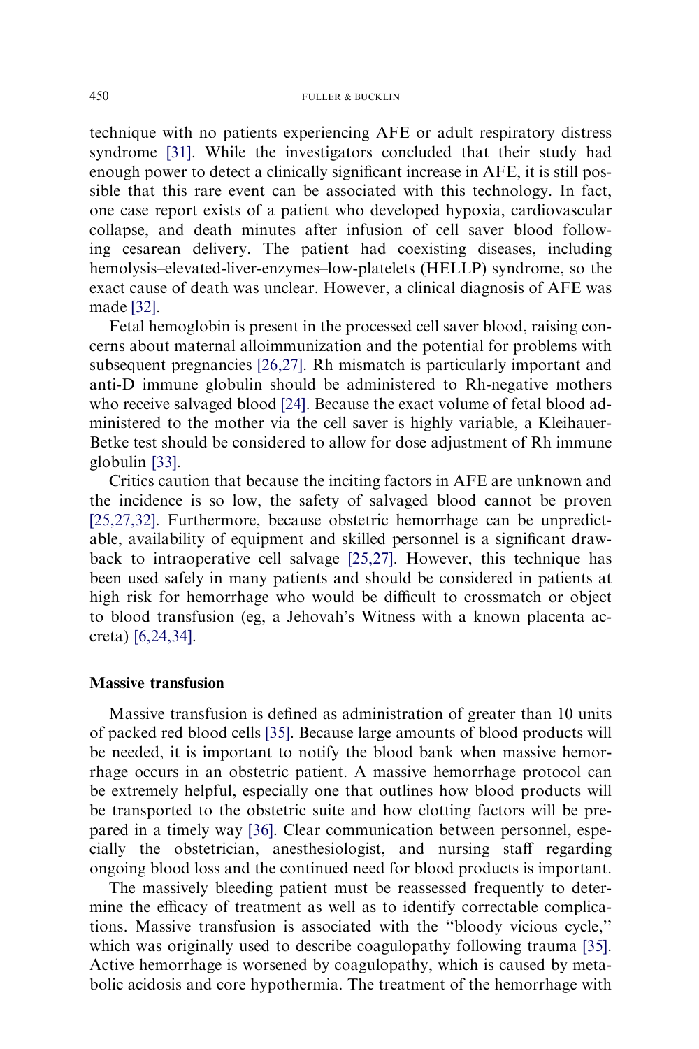technique with no patients experiencing AFE or adult respiratory distress syndrome [31]. While the investigators concluded that their study had enough power to detect a clinically significant increase in AFE, it is still possible that this rare event can be associated with this technology. In fact, one case report exists of a patient who developed hypoxia, cardiovascular collapse, and death minutes after infusion of cell saver blood following cesarean delivery. The patient had coexisting diseases, including hemolysis–elevated-liver-enzymes–low-platelets (HELLP) syndrome, so the exact cause of death was unclear. However, a clinical diagnosis of AFE was made [32].

Fetal hemoglobin is present in the processed cell saver blood, raising concerns about maternal alloimmunization and the potential for problems with subsequent pregnancies [26,27]. Rh mismatch is particularly important and anti-D immune globulin should be administered to Rh-negative mothers who receive salvaged blood [24]. Because the exact volume of fetal blood administered to the mother via the cell saver is highly variable, a Kleihauer-Betke test should be considered to allow for dose adjustment of Rh immune globulin [33].

Critics caution that because the inciting factors in AFE are unknown and the incidence is so low, the safety of salvaged blood cannot be proven [25,27,32]. Furthermore, because obstetric hemorrhage can be unpredictable, availability of equipment and skilled personnel is a significant drawback to intraoperative cell salvage [25,27]. However, this technique has been used safely in many patients and should be considered in patients at high risk for hemorrhage who would be difficult to crossmatch or object to blood transfusion (eg, a Jehovah's Witness with a known placenta accreta) [6,24,34].

## Massive transfusion

Massive transfusion is defined as administration of greater than 10 units of packed red blood cells [35]. Because large amounts of blood products will be needed, it is important to notify the blood bank when massive hemorrhage occurs in an obstetric patient. A massive hemorrhage protocol can be extremely helpful, especially one that outlines how blood products will be transported to the obstetric suite and how clotting factors will be prepared in a timely way [36]. Clear communication between personnel, especially the obstetrician, anesthesiologist, and nursing staff regarding ongoing blood loss and the continued need for blood products is important.

The massively bleeding patient must be reassessed frequently to determine the efficacy of treatment as well as to identify correctable complications. Massive transfusion is associated with the "bloody vicious cycle," which was originally used to describe coagulopathy following trauma [35]. Active hemorrhage is worsened by coagulopathy, which is caused by metabolic acidosis and core hypothermia. The treatment of the hemorrhage with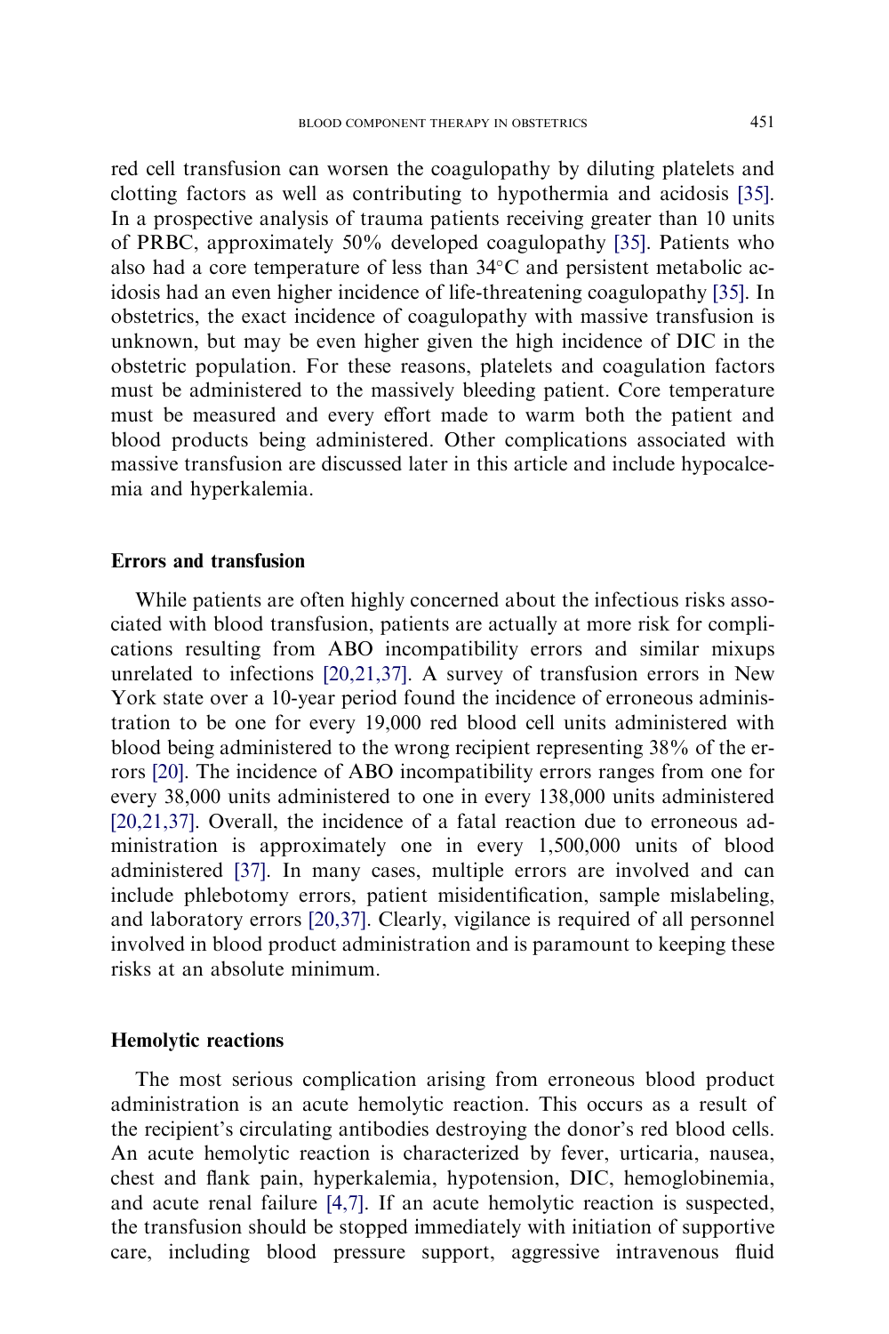red cell transfusion can worsen the coagulopathy by diluting platelets and clotting factors as well as contributing to hypothermia and acidosis [35]. In a prospective analysis of trauma patients receiving greater than 10 units of PRBC, approximately 50% developed coagulopathy [35]. Patients who also had a core temperature of less than 34°C and persistent metabolic acidosis had an even higher incidence of life-threatening coagulopathy [35]. In obstetrics, the exact incidence of coagulopathy with massive transfusion is unknown, but may be even higher given the high incidence of DIC in the obstetric population. For these reasons, platelets and coagulation factors must be administered to the massively bleeding patient. Core temperature must be measured and every effort made to warm both the patient and blood products being administered. Other complications associated with massive transfusion are discussed later in this article and include hypocalcemia and hyperkalemia.

## Errors and transfusion

While patients are often highly concerned about the infectious risks associated with blood transfusion, patients are actually at more risk for complications resulting from ABO incompatibility errors and similar mixups unrelated to infections [20,21,37]. A survey of transfusion errors in New York state over a 10-year period found the incidence of erroneous administration to be one for every 19,000 red blood cell units administered with blood being administered to the wrong recipient representing 38% of the errors [20]. The incidence of ABO incompatibility errors ranges from one for every 38,000 units administered to one in every 138,000 units administered [20,21,37]. Overall, the incidence of a fatal reaction due to erroneous administration is approximately one in every 1,500,000 units of blood administered [37]. In many cases, multiple errors are involved and can include phlebotomy errors, patient misidentification, sample mislabeling, and laboratory errors [20,37]. Clearly, vigilance is required of all personnel involved in blood product administration and is paramount to keeping these risks at an absolute minimum.

## Hemolytic reactions

The most serious complication arising from erroneous blood product administration is an acute hemolytic reaction. This occurs as a result of the recipient's circulating antibodies destroying the donor's red blood cells. An acute hemolytic reaction is characterized by fever, urticaria, nausea, chest and flank pain, hyperkalemia, hypotension, DIC, hemoglobinemia, and acute renal failure [4,7]. If an acute hemolytic reaction is suspected, the transfusion should be stopped immediately with initiation of supportive care, including blood pressure support, aggressive intravenous fluid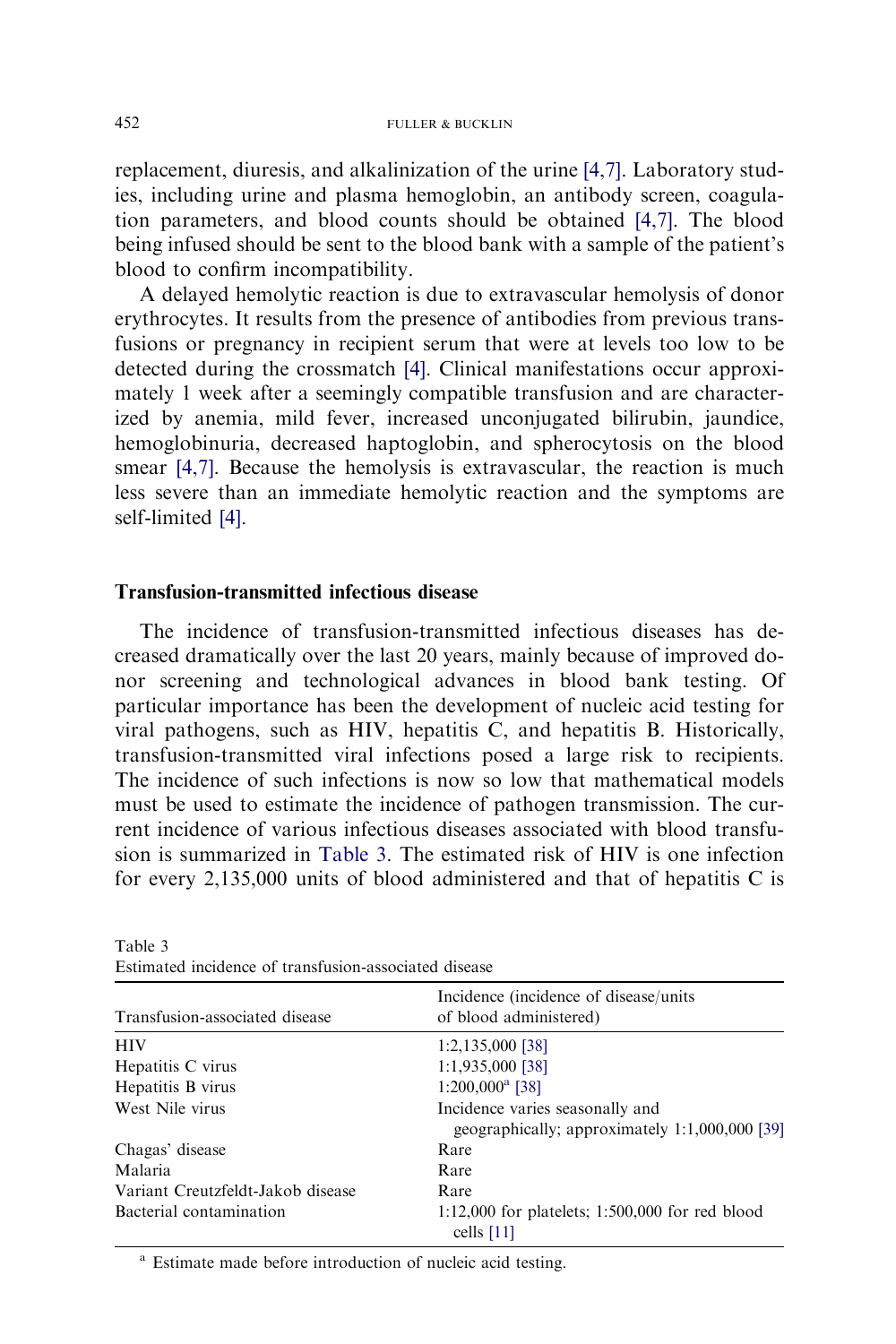replacement, diuresis, and alkalinization of the urine [4,7]. Laboratory studies, including urine and plasma hemoglobin, an antibody screen, coagulation parameters, and blood counts should be obtained [4,7]. The blood being infused should be sent to the blood bank with a sample of the patient's blood to confirm incompatibility.

A delayed hemolytic reaction is due to extravascular hemolysis of donor erythrocytes. It results from the presence of antibodies from previous transfusions or pregnancy in recipient serum that were at levels too low to be detected during the crossmatch [4]. Clinical manifestations occur approximately 1 week after a seemingly compatible transfusion and are characterized by anemia, mild fever, increased unconjugated bilirubin, jaundice, hemoglobinuria, decreased haptoglobin, and spherocytosis on the blood smear [4,7]. Because the hemolysis is extravascular, the reaction is much less severe than an immediate hemolytic reaction and the symptoms are self-limited [4].

## Transfusion-transmitted infectious disease

The incidence of transfusion-transmitted infectious diseases has decreased dramatically over the last 20 years, mainly because of improved donor screening and technological advances in blood bank testing. Of particular importance has been the development of nucleic acid testing for viral pathogens, such as HIV, hepatitis C, and hepatitis B. Historically, transfusion-transmitted viral infections posed a large risk to recipients. The incidence of such infections is now so low that mathematical models must be used to estimate the incidence of pathogen transmission. The current incidence of various infectious diseases associated with blood transfusion is summarized in Table 3. The estimated risk of HIV is one infection for every 2,135,000 units of blood administered and that of hepatitis C is

Table 3
Estimated incidence of transfusion-associated disease

| Transfusion-associated disease | Incidence (incidence of disease/units of blood administered) |
|---|---|
| HIV | 1:2,135,000 [38] |
| Hepatitis C virus | 1:1,935,000 [38] |
| Hepatitis B virus | 1:200,000[a] [38] |
| West Nile virus | Incidence varies seasonally and geographically; approximately 1:1,000,000 [39] |
| Chagas' disease | Rare |
| Malaria | Rare |
| Variant Creutzfeldt-Jakob disease | Rare |
| Bacterial contamination | 1:12,000 for platelets; 1:500,000 for red blood cells [11] |

[a] Estimate made before introduction of nucleic acid testing.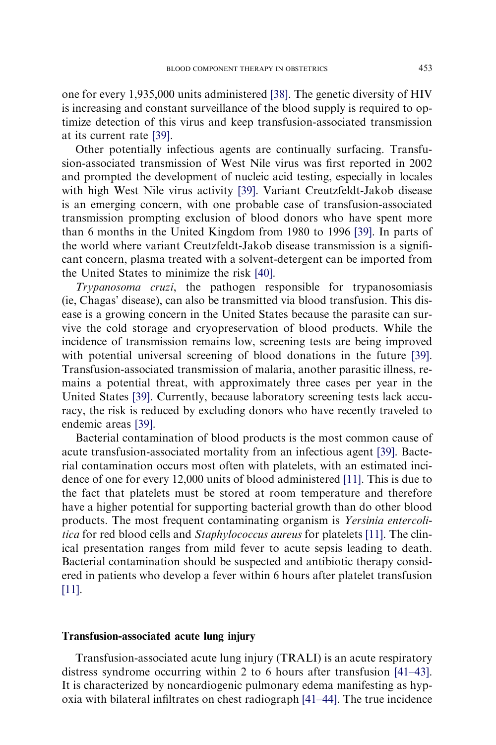one for every 1,935,000 units administered [38]. The genetic diversity of HIV is increasing and constant surveillance of the blood supply is required to optimize detection of this virus and keep transfusion-associated transmission at its current rate [39].

Other potentially infectious agents are continually surfacing. Transfusion-associated transmission of West Nile virus was first reported in 2002 and prompted the development of nucleic acid testing, especially in locales with high West Nile virus activity [39]. Variant Creutzfeldt-Jakob disease is an emerging concern, with one probable case of transfusion-associated transmission prompting exclusion of blood donors who have spent more than 6 months in the United Kingdom from 1980 to 1996 [39]. In parts of the world where variant Creutzfeldt-Jakob disease transmission is a significant concern, plasma treated with a solvent-detergent can be imported from the United States to minimize the risk [40].

*Trypanosoma cruzi*, the pathogen responsible for trypanosomiasis (ie, Chagas' disease), can also be transmitted via blood transfusion. This disease is a growing concern in the United States because the parasite can survive the cold storage and cryopreservation of blood products. While the incidence of transmission remains low, screening tests are being improved with potential universal screening of blood donations in the future [39]. Transfusion-associated transmission of malaria, another parasitic illness, remains a potential threat, with approximately three cases per year in the United States [39]. Currently, because laboratory screening tests lack accuracy, the risk is reduced by excluding donors who have recently traveled to endemic areas [39].

Bacterial contamination of blood products is the most common cause of acute transfusion-associated mortality from an infectious agent [39]. Bacterial contamination occurs most often with platelets, with an estimated incidence of one for every 12,000 units of blood administered [11]. This is due to the fact that platelets must be stored at room temperature and therefore have a higher potential for supporting bacterial growth than do other blood products. The most frequent contaminating organism is *Yersinia entercolitica* for red blood cells and *Staphylococcus aureus* for platelets [11]. The clinical presentation ranges from mild fever to acute sepsis leading to death. Bacterial contamination should be suspected and antibiotic therapy considered in patients who develop a fever within 6 hours after platelet transfusion [11].

## Transfusion-associated acute lung injury

Transfusion-associated acute lung injury (TRALI) is an acute respiratory distress syndrome occurring within 2 to 6 hours after transfusion [41–43]. It is characterized by noncardiogenic pulmonary edema manifesting as hypoxia with bilateral infiltrates on chest radiograph [41–44]. The true incidence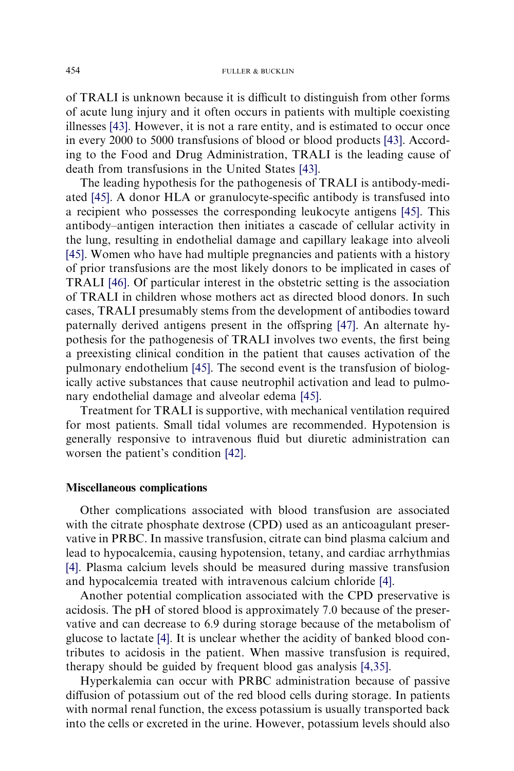of TRALI is unknown because it is difficult to distinguish from other forms of acute lung injury and it often occurs in patients with multiple coexisting illnesses [43]. However, it is not a rare entity, and is estimated to occur once in every 2000 to 5000 transfusions of blood or blood products [43]. According to the Food and Drug Administration, TRALI is the leading cause of death from transfusions in the United States [43].

The leading hypothesis for the pathogenesis of TRALI is antibody-mediated [45]. A donor HLA or granulocyte-specific antibody is transfused into a recipient who possesses the corresponding leukocyte antigens [45]. This antibody–antigen interaction then initiates a cascade of cellular activity in the lung, resulting in endothelial damage and capillary leakage into alveoli [45]. Women who have had multiple pregnancies and patients with a history of prior transfusions are the most likely donors to be implicated in cases of TRALI [46]. Of particular interest in the obstetric setting is the association of TRALI in children whose mothers act as directed blood donors. In such cases, TRALI presumably stems from the development of antibodies toward paternally derived antigens present in the offspring [47]. An alternate hypothesis for the pathogenesis of TRALI involves two events, the first being a preexisting clinical condition in the patient that causes activation of the pulmonary endothelium [45]. The second event is the transfusion of biologically active substances that cause neutrophil activation and lead to pulmonary endothelial damage and alveolar edema [45].

Treatment for TRALI is supportive, with mechanical ventilation required for most patients. Small tidal volumes are recommended. Hypotension is generally responsive to intravenous fluid but diuretic administration can worsen the patient's condition [42].

## Miscellaneous complications

Other complications associated with blood transfusion are associated with the citrate phosphate dextrose (CPD) used as an anticoagulant preservative in PRBC. In massive transfusion, citrate can bind plasma calcium and lead to hypocalcemia, causing hypotension, tetany, and cardiac arrhythmias [4]. Plasma calcium levels should be measured during massive transfusion and hypocalcemia treated with intravenous calcium chloride [4].

Another potential complication associated with the CPD preservative is acidosis. The pH of stored blood is approximately 7.0 because of the preservative and can decrease to 6.9 during storage because of the metabolism of glucose to lactate [4]. It is unclear whether the acidity of banked blood contributes to acidosis in the patient. When massive transfusion is required, therapy should be guided by frequent blood gas analysis [4,35].

Hyperkalemia can occur with PRBC administration because of passive diffusion of potassium out of the red blood cells during storage. In patients with normal renal function, the excess potassium is usually transported back into the cells or excreted in the urine. However, potassium levels should also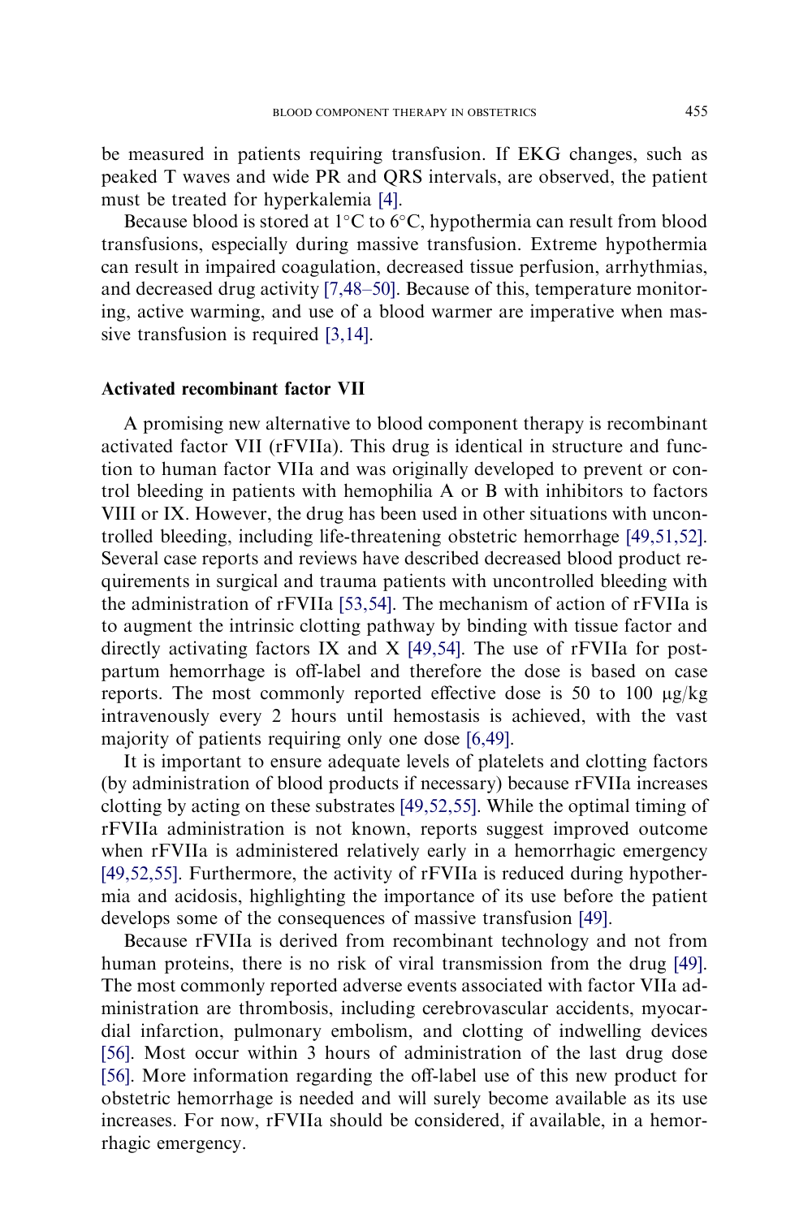be measured in patients requiring transfusion. If EKG changes, such as peaked T waves and wide PR and QRS intervals, are observed, the patient must be treated for hyperkalemia [4].

Because blood is stored at 1°C to 6°C, hypothermia can result from blood transfusions, especially during massive transfusion. Extreme hypothermia can result in impaired coagulation, decreased tissue perfusion, arrhythmias, and decreased drug activity [7,48–50]. Because of this, temperature monitoring, active warming, and use of a blood warmer are imperative when massive transfusion is required [3,14].

### Activated recombinant factor VII

A promising new alternative to blood component therapy is recombinant activated factor VII (rFVIIa). This drug is identical in structure and function to human factor VIIa and was originally developed to prevent or control bleeding in patients with hemophilia A or B with inhibitors to factors VIII or IX. However, the drug has been used in other situations with uncontrolled bleeding, including life-threatening obstetric hemorrhage [49,51,52]. Several case reports and reviews have described decreased blood product requirements in surgical and trauma patients with uncontrolled bleeding with the administration of rFVIIa [53,54]. The mechanism of action of rFVIIa is to augment the intrinsic clotting pathway by binding with tissue factor and directly activating factors IX and X [49,54]. The use of rFVIIa for postpartum hemorrhage is off-label and therefore the dose is based on case reports. The most commonly reported effective dose is 50 to 100 μg/kg intravenously every 2 hours until hemostasis is achieved, with the vast majority of patients requiring only one dose [6,49].

It is important to ensure adequate levels of platelets and clotting factors (by administration of blood products if necessary) because rFVIIa increases clotting by acting on these substrates [49,52,55]. While the optimal timing of rFVIIa administration is not known, reports suggest improved outcome when rFVIIa is administered relatively early in a hemorrhagic emergency [49,52,55]. Furthermore, the activity of rFVIIa is reduced during hypothermia and acidosis, highlighting the importance of its use before the patient develops some of the consequences of massive transfusion [49].

Because rFVIIa is derived from recombinant technology and not from human proteins, there is no risk of viral transmission from the drug [49]. The most commonly reported adverse events associated with factor VIIa administration are thrombosis, including cerebrovascular accidents, myocardial infarction, pulmonary embolism, and clotting of indwelling devices [56]. Most occur within 3 hours of administration of the last drug dose [56]. More information regarding the off-label use of this new product for obstetric hemorrhage is needed and will surely become available as its use increases. For now, rFVIIa should be considered, if available, in a hemorrhagic emergency.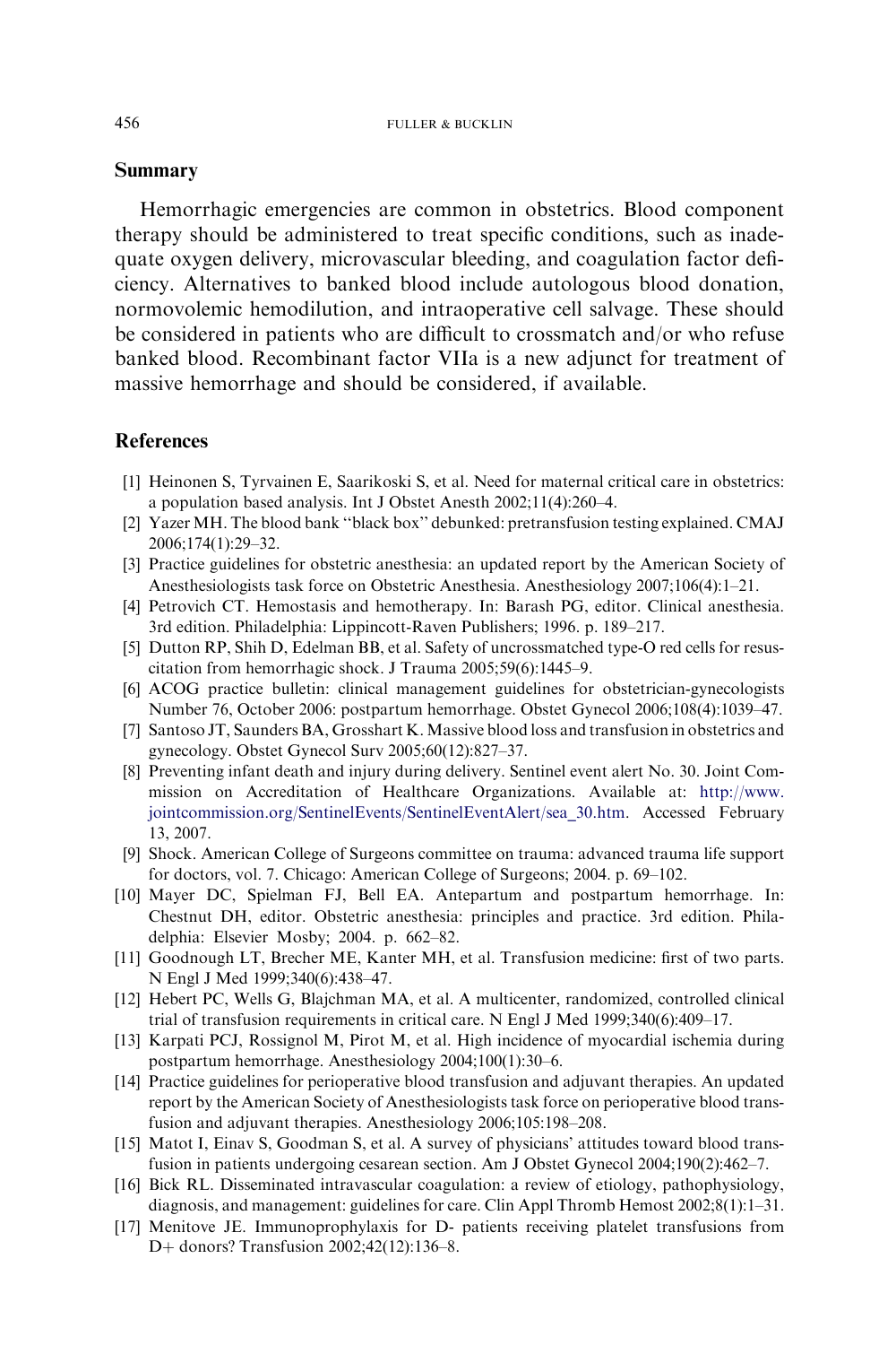## Summary

Hemorrhagic emergencies are common in obstetrics. Blood component therapy should be administered to treat specific conditions, such as inadequate oxygen delivery, microvascular bleeding, and coagulation factor deficiency. Alternatives to banked blood include autologous blood donation, normovolemic hemodilution, and intraoperative cell salvage. These should be considered in patients who are difficult to crossmatch and/or who refuse banked blood. Recombinant factor VIIa is a new adjunct for treatment of massive hemorrhage and should be considered, if available.

## References

[1] Heinonen S, Tyrvainen E, Saarikoski S, et al. Need for maternal critical care in obstetrics: a population based analysis. Int J Obstet Anesth 2002;11(4):260–4.

[2] Yazer MH. The blood bank ''black box'' debunked: pretransfusion testing explained. CMAJ 2006;174(1):29–32.

[3] Practice guidelines for obstetric anesthesia: an updated report by the American Society of Anesthesiologists task force on Obstetric Anesthesia. Anesthesiology 2007;106(4):1–21.

[4] Petrovich CT. Hemostasis and hemotherapy. In: Barash PG, editor. Clinical anesthesia. 3rd edition. Philadelphia: Lippincott-Raven Publishers; 1996. p. 189–217.

[5] Dutton RP, Shih D, Edelman BB, et al. Safety of uncrossmatched type-O red cells for resuscitation from hemorrhagic shock. J Trauma 2005;59(6):1445–9.

[6] ACOG practice bulletin: clinical management guidelines for obstetrician-gynecologists Number 76, October 2006: postpartum hemorrhage. Obstet Gynecol 2006;108(4):1039–47.

[7] Santoso JT, Saunders BA, Grosshart K. Massive blood loss and transfusion in obstetrics and gynecology. Obstet Gynecol Surv 2005;60(12):827–37.

[8] Preventing infant death and injury during delivery. Sentinel event alert No. 30. Joint Commission on Accreditation of Healthcare Organizations. Available at: http://www.jointcommission.org/SentinelEvents/SentinelEventAlert/sea_30.htm. Accessed February 13, 2007.

[9] Shock. American College of Surgeons committee on trauma: advanced trauma life support for doctors, vol. 7. Chicago: American College of Surgeons; 2004. p. 69–102.

[10] Mayer DC, Spielman FJ, Bell EA. Antepartum and postpartum hemorrhage. In: Chestnut DH, editor. Obstetric anesthesia: principles and practice. 3rd edition. Philadelphia: Elsevier Mosby; 2004. p. 662–82.

[11] Goodnough LT, Brecher ME, Kanter MH, et al. Transfusion medicine: first of two parts. N Engl J Med 1999;340(6):438–47.

[12] Hebert PC, Wells G, Blajchman MA, et al. A multicenter, randomized, controlled clinical trial of transfusion requirements in critical care. N Engl J Med 1999;340(6):409–17.

[13] Karpati PCJ, Rossignol M, Pirot M, et al. High incidence of myocardial ischemia during postpartum hemorrhage. Anesthesiology 2004;100(1):30–6.

[14] Practice guidelines for perioperative blood transfusion and adjuvant therapies. An updated report by the American Society of Anesthesiologists task force on perioperative blood transfusion and adjuvant therapies. Anesthesiology 2006;105:198–208.

[15] Matot I, Einav S, Goodman S, et al. A survey of physicians' attitudes toward blood transfusion in patients undergoing cesarean section. Am J Obstet Gynecol 2004;190(2):462–7.

[16] Bick RL. Disseminated intravascular coagulation: a review of etiology, pathophysiology, diagnosis, and management: guidelines for care. Clin Appl Thromb Hemost 2002;8(1):1–31.

[17] Menitove JE. Immunoprophylaxis for D- patients receiving platelet transfusions from D+ donors? Transfusion 2002;42(12):136–8.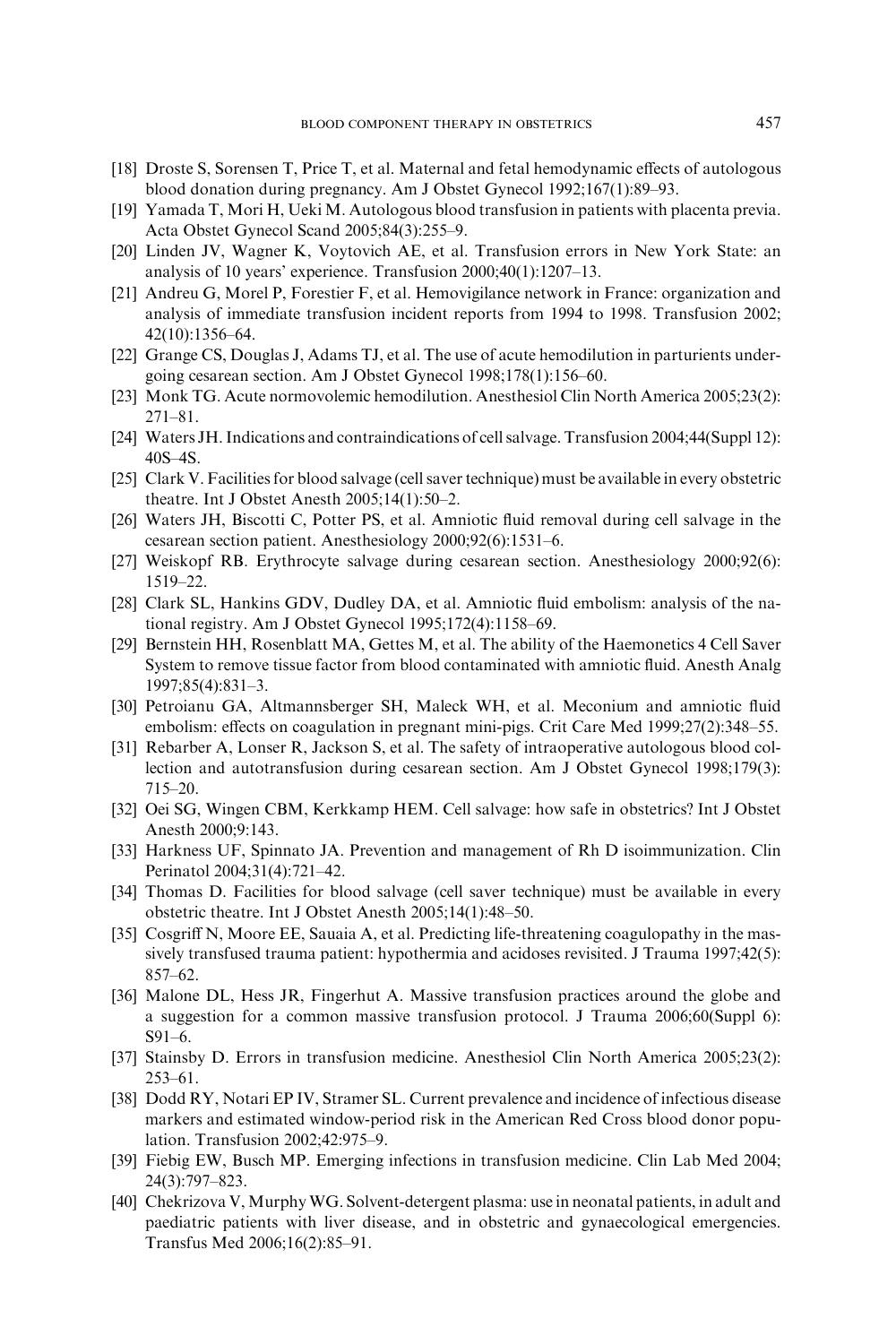[18] Droste S, Sorensen T, Price T, et al. Maternal and fetal hemodynamic effects of autologous blood donation during pregnancy. Am J Obstet Gynecol 1992;167(1):89–93.

[19] Yamada T, Mori H, Ueki M. Autologous blood transfusion in patients with placenta previa. Acta Obstet Gynecol Scand 2005;84(3):255–9.

[20] Linden JV, Wagner K, Voytovich AE, et al. Transfusion errors in New York State: an analysis of 10 years' experience. Transfusion 2000;40(1):1207–13.

[21] Andreu G, Morel P, Forestier F, et al. Hemovigilance network in France: organization and analysis of immediate transfusion incident reports from 1994 to 1998. Transfusion 2002; 42(10):1356–64.

[22] Grange CS, Douglas J, Adams TJ, et al. The use of acute hemodilution in parturients undergoing cesarean section. Am J Obstet Gynecol 1998;178(1):156–60.

[23] Monk TG. Acute normovolemic hemodilution. Anesthesiol Clin North America 2005;23(2): 271–81.

[24] Waters JH. Indications and contraindications of cell salvage. Transfusion 2004;44(Suppl 12): 40S–4S.

[25] Clark V. Facilities for blood salvage (cell saver technique) must be available in every obstetric theatre. Int J Obstet Anesth 2005;14(1):50–2.

[26] Waters JH, Biscotti C, Potter PS, et al. Amniotic fluid removal during cell salvage in the cesarean section patient. Anesthesiology 2000;92(6):1531–6.

[27] Weiskopf RB. Erythrocyte salvage during cesarean section. Anesthesiology 2000;92(6): 1519–22.

[28] Clark SL, Hankins GDV, Dudley DA, et al. Amniotic fluid embolism: analysis of the national registry. Am J Obstet Gynecol 1995;172(4):1158–69.

[29] Bernstein HH, Rosenblatt MA, Gettes M, et al. The ability of the Haemonetics 4 Cell Saver System to remove tissue factor from blood contaminated with amniotic fluid. Anesth Analg 1997;85(4):831–3.

[30] Petroianu GA, Altmannsberger SH, Maleck WH, et al. Meconium and amniotic fluid embolism: effects on coagulation in pregnant mini-pigs. Crit Care Med 1999;27(2):348–55.

[31] Rebarber A, Lonser R, Jackson S, et al. The safety of intraoperative autologous blood collection and autotransfusion during cesarean section. Am J Obstet Gynecol 1998;179(3): 715–20.

[32] Oei SG, Wingen CBM, Kerkkamp HEM. Cell salvage: how safe in obstetrics? Int J Obstet Anesth 2000;9:143.

[33] Harkness UF, Spinnato JA. Prevention and management of Rh D isoimmunization. Clin Perinatol 2004;31(4):721–42.

[34] Thomas D. Facilities for blood salvage (cell saver technique) must be available in every obstetric theatre. Int J Obstet Anesth 2005;14(1):48–50.

[35] Cosgriff N, Moore EE, Sauaia A, et al. Predicting life-threatening coagulopathy in the massively transfused trauma patient: hypothermia and acidoses revisited. J Trauma 1997;42(5): 857–62.

[36] Malone DL, Hess JR, Fingerhut A. Massive transfusion practices around the globe and a suggestion for a common massive transfusion protocol. J Trauma 2006;60(Suppl 6): S91–6.

[37] Stainsby D. Errors in transfusion medicine. Anesthesiol Clin North America 2005;23(2): 253–61.

[38] Dodd RY, Notari EP IV, Stramer SL. Current prevalence and incidence of infectious disease markers and estimated window-period risk in the American Red Cross blood donor population. Transfusion 2002;42:975–9.

[39] Fiebig EW, Busch MP. Emerging infections in transfusion medicine. Clin Lab Med 2004; 24(3):797–823.

[40] Chekrizova V, Murphy WG. Solvent-detergent plasma: use in neonatal patients, in adult and paediatric patients with liver disease, and in obstetric and gynaecological emergencies. Transfus Med 2006;16(2):85–91.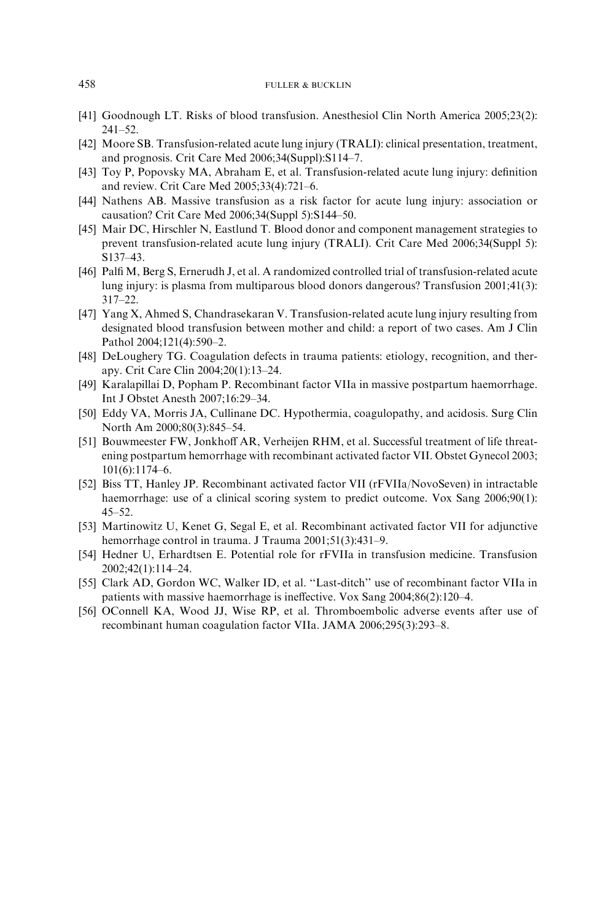[41] Goodnough LT. Risks of blood transfusion. Anesthesiol Clin North America 2005;23(2): 241–52.

[42] Moore SB. Transfusion-related acute lung injury (TRALI): clinical presentation, treatment, and prognosis. Crit Care Med 2006;34(Suppl):S114–7.

[43] Toy P, Popovsky MA, Abraham E, et al. Transfusion-related acute lung injury: definition and review. Crit Care Med 2005;33(4):721–6.

[44] Nathens AB. Massive transfusion as a risk factor for acute lung injury: association or causation? Crit Care Med 2006;34(Suppl 5):S144–50.

[45] Mair DC, Hirschler N, Eastlund T. Blood donor and component management strategies to prevent transfusion-related acute lung injury (TRALI). Crit Care Med 2006;34(Suppl 5): S137–43.

[46] Palfi M, Berg S, Ernerudh J, et al. A randomized controlled trial of transfusion-related acute lung injury: is plasma from multiparous blood donors dangerous? Transfusion 2001;41(3): 317–22.

[47] Yang X, Ahmed S, Chandrasekaran V. Transfusion-related acute lung injury resulting from designated blood transfusion between mother and child: a report of two cases. Am J Clin Pathol 2004;121(4):590–2.

[48] DeLoughery TG. Coagulation defects in trauma patients: etiology, recognition, and therapy. Crit Care Clin 2004;20(1):13–24.

[49] Karalapillai D, Popham P. Recombinant factor VIIa in massive postpartum haemorrhage. Int J Obstet Anesth 2007;16:29–34.

[50] Eddy VA, Morris JA, Cullinane DC. Hypothermia, coagulopathy, and acidosis. Surg Clin North Am 2000;80(3):845–54.

[51] Bouwmeester FW, Jonkhoff AR, Verheijen RHM, et al. Successful treatment of life threatening postpartum hemorrhage with recombinant activated factor VII. Obstet Gynecol 2003; 101(6):1174–6.

[52] Biss TT, Hanley JP. Recombinant activated factor VII (rFVIIa/NovoSeven) in intractable haemorrhage: use of a clinical scoring system to predict outcome. Vox Sang 2006;90(1): 45–52.

[53] Martinowitz U, Kenet G, Segal E, et al. Recombinant activated factor VII for adjunctive hemorrhage control in trauma. J Trauma 2001;51(3):431–9.

[54] Hedner U, Erhardtsen E. Potential role for rFVIIa in transfusion medicine. Transfusion 2002;42(1):114–24.

[55] Clark AD, Gordon WC, Walker ID, et al. ''Last-ditch'' use of recombinant factor VIIa in patients with massive haemorrhage is ineffective. Vox Sang 2004;86(2):120–4.

[56] OConnell KA, Wood JJ, Wise RP, et al. Thromboembolic adverse events after use of recombinant human coagulation factor VIIa. JAMA 2006;295(3):293–8.